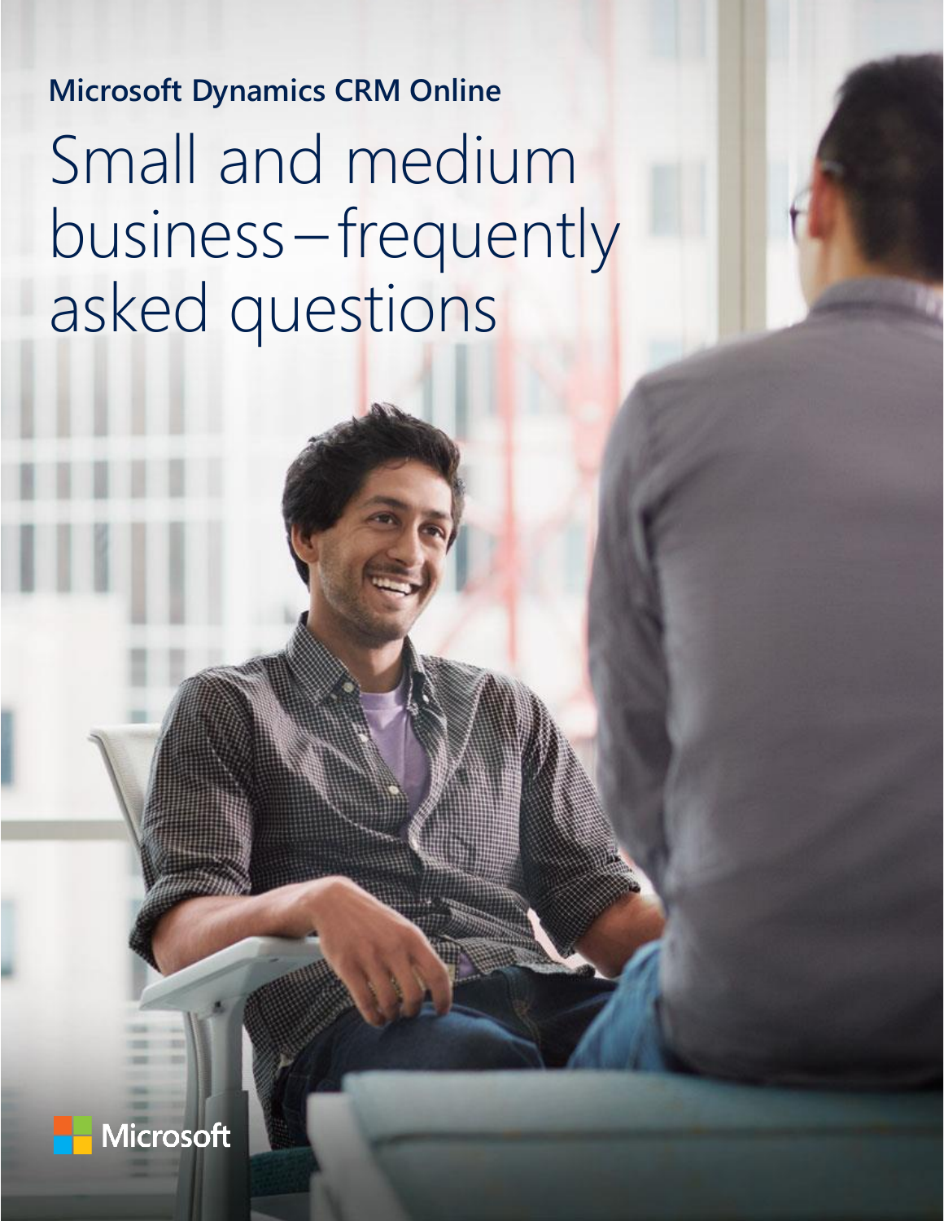**Microsoft Dynamics CRM Online**

# Small and medium business – frequently asked questions

Microsoft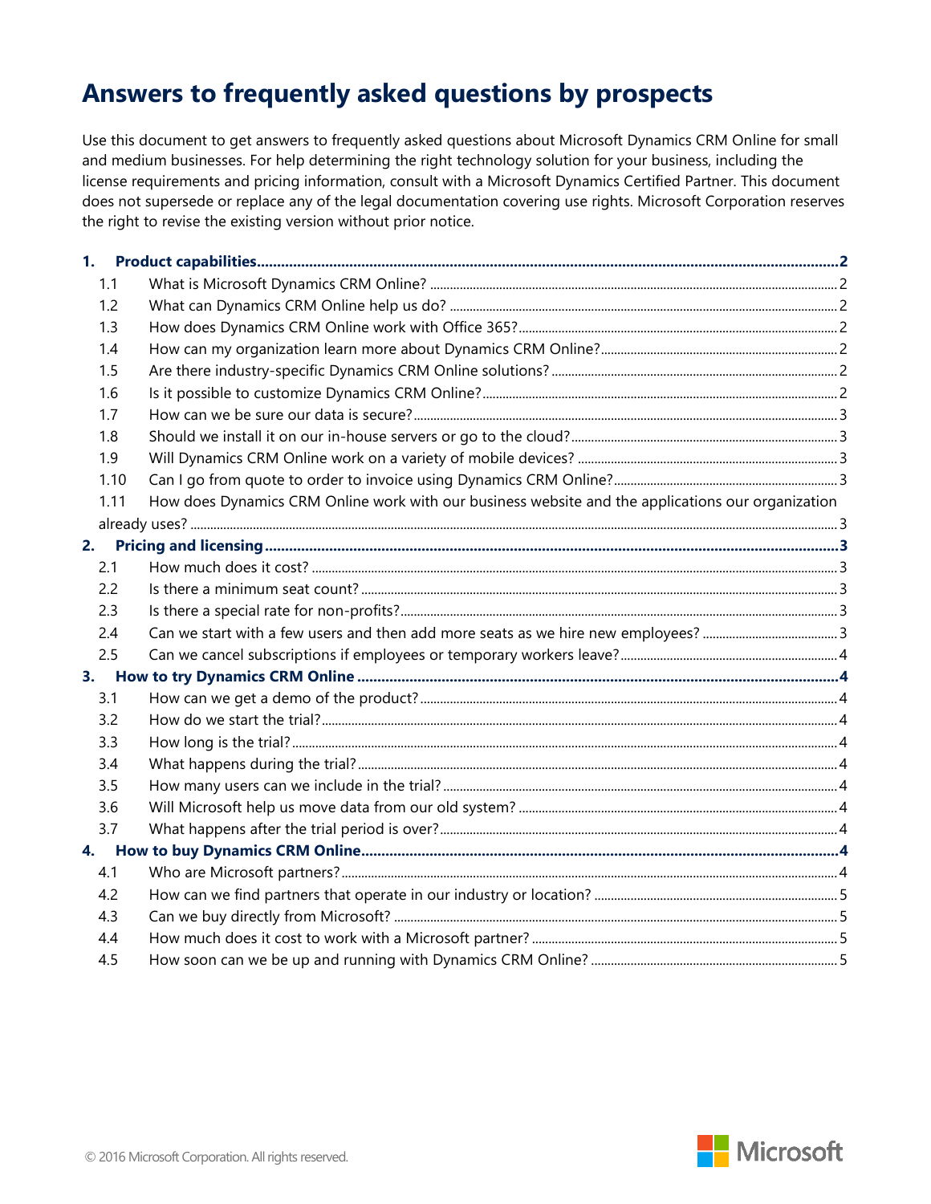# Answers to frequently asked questions by prospects

Use this document to get answers to frequently asked questions about Microsoft Dynamics CRM Online for small and medium businesses. For help determining the right technology solution for your business, including the license requirements and pricing information, consult with a Microsoft Dynamics Certified Partner. This document does not supersede or replace any of the legal documentation covering use rights. Microsoft Corporation reserves the right to revise the existing version without prior notice.

**1. Product capabilities** ........ 2

- 1.1 What is Microsoft Dynamics CRM Online? ........ 2
- 1.2 What can Dynamics CRM Online help us do? ........ 2
- 1.3 How does Dynamics CRM Online work with Office 365? ........ 2
- 1.4 How can my organization learn more about Dynamics CRM Online? ........ 2
- 1.5 Are there industry-specific Dynamics CRM Online solutions? ........ 2
- 1.6 Is it possible to customize Dynamics CRM Online? ........ 2
- 1.7 How can we be sure our data is secure? ........ 3
- 1.8 Should we install it on our in-house servers or go to the cloud? ........ 3
- 1.9 Will Dynamics CRM Online work on a variety of mobile devices? ........ 3
- 1.10 Can I go from quote to order to invoice using Dynamics CRM Online? ........ 3
- 1.11 How does Dynamics CRM Online work with our business website and the applications our organization already uses? ........ 3

**2. Pricing and licensing** ........ 3

- 2.1 How much does it cost? ........ 3
- 2.2 Is there a minimum seat count? ........ 3
- 2.3 Is there a special rate for non-profits? ........ 3
- 2.4 Can we start with a few users and then add more seats as we hire new employees? ........ 3
- 2.5 Can we cancel subscriptions if employees or temporary workers leave? ........ 4

**3. How to try Dynamics CRM Online** ........ 4

- 3.1 How can we get a demo of the product? ........ 4
- 3.2 How do we start the trial? ........ 4
- 3.3 How long is the trial? ........ 4
- 3.4 What happens during the trial? ........ 4
- 3.5 How many users can we include in the trial? ........ 4
- 3.6 Will Microsoft help us move data from our old system? ........ 4
- 3.7 What happens after the trial period is over? ........ 4

**4. How to buy Dynamics CRM Online** ........ 4

- 4.1 Who are Microsoft partners? ........ 4
- 4.2 How can we find partners that operate in our industry or location? ........ 5
- 4.3 Can we buy directly from Microsoft? ........ 5
- 4.4 How much does it cost to work with a Microsoft partner? ........ 5
- 4.5 How soon can we be up and running with Dynamics CRM Online? ........ 5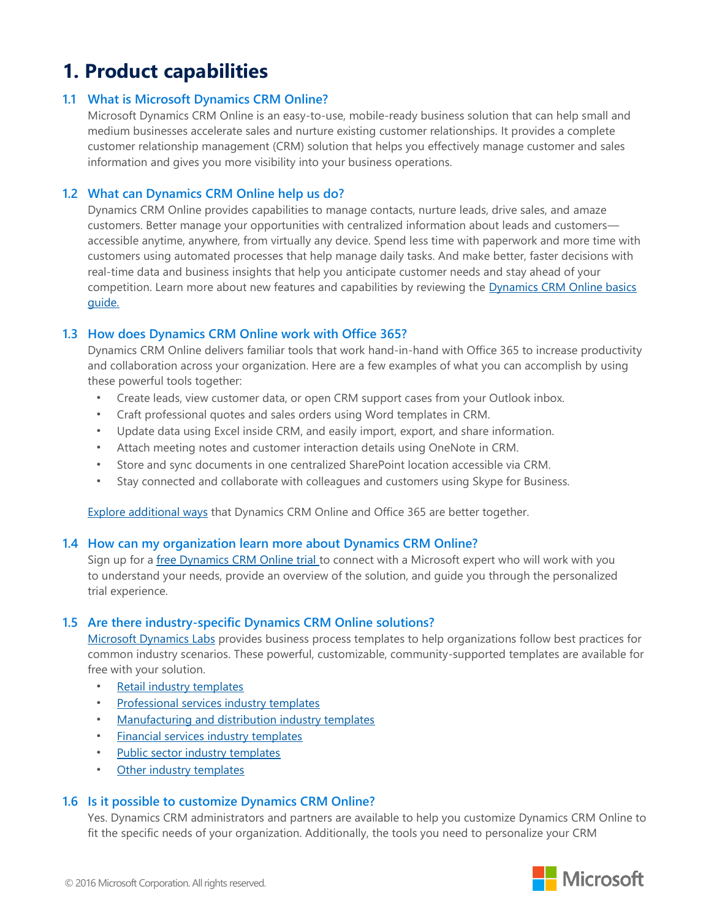# 1. Product capabilities

### 1.1 What is Microsoft Dynamics CRM Online?

Microsoft Dynamics CRM Online is an easy-to-use, mobile-ready business solution that can help small and medium businesses accelerate sales and nurture existing customer relationships. It provides a complete customer relationship management (CRM) solution that helps you effectively manage customer and sales information and gives you more visibility into your business operations.

### 1.2 What can Dynamics CRM Online help us do?

Dynamics CRM Online provides capabilities to manage contacts, nurture leads, drive sales, and amaze customers. Better manage your opportunities with centralized information about leads and customers—accessible anytime, anywhere, from virtually any device. Spend less time with paperwork and more time with customers using automated processes that help manage daily tasks. And make better, faster decisions with real-time data and business insights that help you anticipate customer needs and stay ahead of your competition. Learn more about new features and capabilities by reviewing the Dynamics CRM Online basics guide.

### 1.3 How does Dynamics CRM Online work with Office 365?

Dynamics CRM Online delivers familiar tools that work hand-in-hand with Office 365 to increase productivity and collaboration across your organization. Here are a few examples of what you can accomplish by using these powerful tools together:

- Create leads, view customer data, or open CRM support cases from your Outlook inbox.
- Craft professional quotes and sales orders using Word templates in CRM.
- Update data using Excel inside CRM, and easily import, export, and share information.
- Attach meeting notes and customer interaction details using OneNote in CRM.
- Store and sync documents in one centralized SharePoint location accessible via CRM.
- Stay connected and collaborate with colleagues and customers using Skype for Business.

Explore additional ways that Dynamics CRM Online and Office 365 are better together.

### 1.4 How can my organization learn more about Dynamics CRM Online?

Sign up for a free Dynamics CRM Online trial to connect with a Microsoft expert who will work with you to understand your needs, provide an overview of the solution, and guide you through the personalized trial experience.

### 1.5 Are there industry-specific Dynamics CRM Online solutions?

Microsoft Dynamics Labs provides business process templates to help organizations follow best practices for common industry scenarios. These powerful, customizable, community-supported templates are available for free with your solution.

- Retail industry templates
- Professional services industry templates
- Manufacturing and distribution industry templates
- Financial services industry templates
- Public sector industry templates
- Other industry templates

### 1.6 Is it possible to customize Dynamics CRM Online?

Yes. Dynamics CRM administrators and partners are available to help you customize Dynamics CRM Online to fit the specific needs of your organization. Additionally, the tools you need to personalize your CRM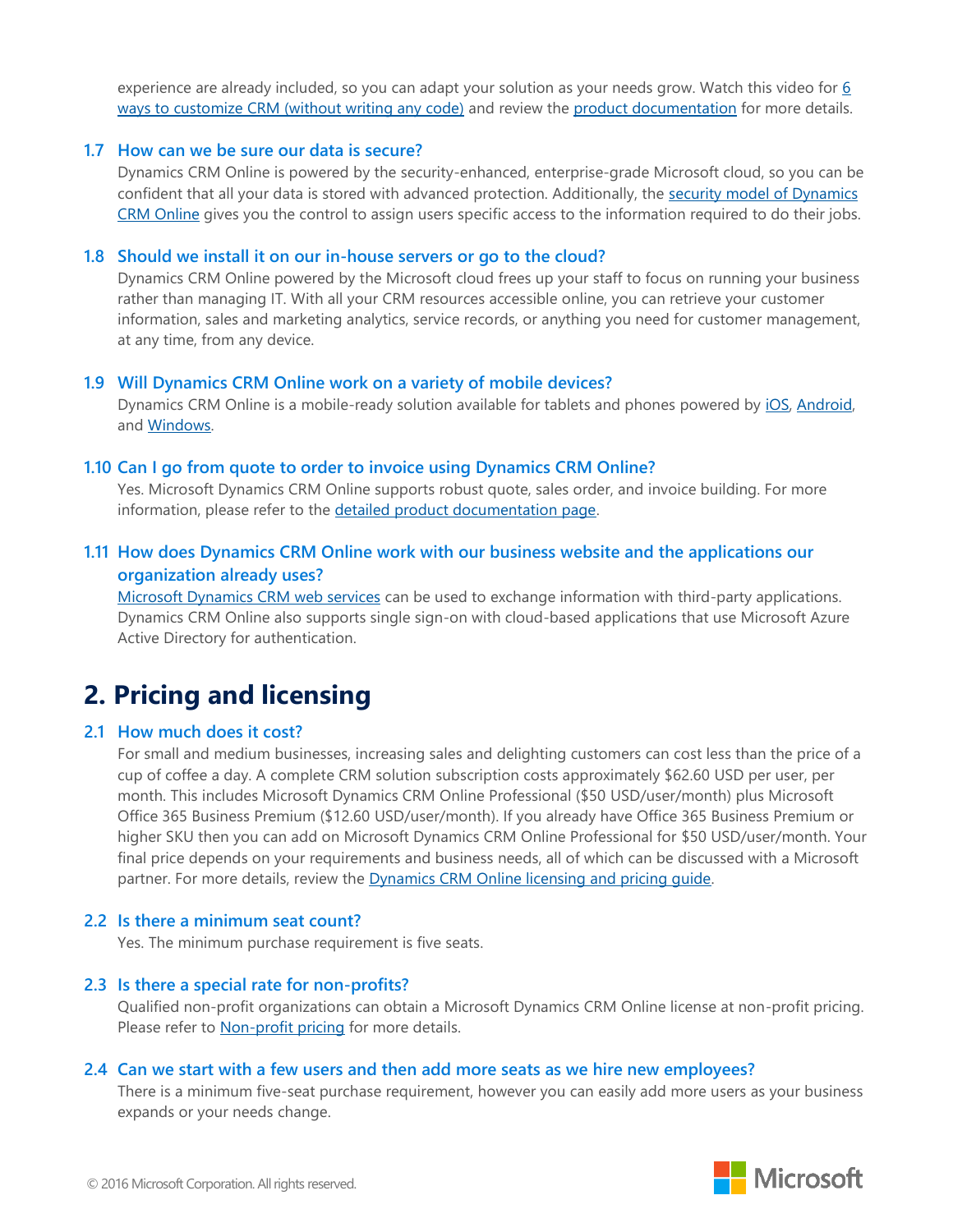experience are already included, so you can adapt your solution as your needs grow. Watch this video for 6 ways to customize CRM (without writing any code) and review the product documentation for more details.

### 1.7 How can we be sure our data is secure?

Dynamics CRM Online is powered by the security-enhanced, enterprise-grade Microsoft cloud, so you can be confident that all your data is stored with advanced protection. Additionally, the security model of Dynamics CRM Online gives you the control to assign users specific access to the information required to do their jobs.

### 1.8 Should we install it on our in-house servers or go to the cloud?

Dynamics CRM Online powered by the Microsoft cloud frees up your staff to focus on running your business rather than managing IT. With all your CRM resources accessible online, you can retrieve your customer information, sales and marketing analytics, service records, or anything you need for customer management, at any time, from any device.

### 1.9 Will Dynamics CRM Online work on a variety of mobile devices?

Dynamics CRM Online is a mobile-ready solution available for tablets and phones powered by iOS, Android, and Windows.

### 1.10 Can I go from quote to order to invoice using Dynamics CRM Online?

Yes. Microsoft Dynamics CRM Online supports robust quote, sales order, and invoice building. For more information, please refer to the detailed product documentation page.

### 1.11 How does Dynamics CRM Online work with our business website and the applications our organization already uses?

Microsoft Dynamics CRM web services can be used to exchange information with third-party applications. Dynamics CRM Online also supports single sign-on with cloud-based applications that use Microsoft Azure Active Directory for authentication.

## 2. Pricing and licensing

### 2.1 How much does it cost?

For small and medium businesses, increasing sales and delighting customers can cost less than the price of a cup of coffee a day. A complete CRM solution subscription costs approximately $62.60 USD per user, per month. This includes Microsoft Dynamics CRM Online Professional ($50 USD/user/month) plus Microsoft Office 365 Business Premium ($12.60 USD/user/month). If you already have Office 365 Business Premium or higher SKU then you can add on Microsoft Dynamics CRM Online Professional for $50 USD/user/month. Your final price depends on your requirements and business needs, all of which can be discussed with a Microsoft partner. For more details, review the Dynamics CRM Online licensing and pricing guide.

### 2.2 Is there a minimum seat count?

Yes. The minimum purchase requirement is five seats.

### 2.3 Is there a special rate for non-profits?

Qualified non-profit organizations can obtain a Microsoft Dynamics CRM Online license at non-profit pricing. Please refer to Non-profit pricing for more details.

### 2.4 Can we start with a few users and then add more seats as we hire new employees?

There is a minimum five-seat purchase requirement, however you can easily add more users as your business expands or your needs change.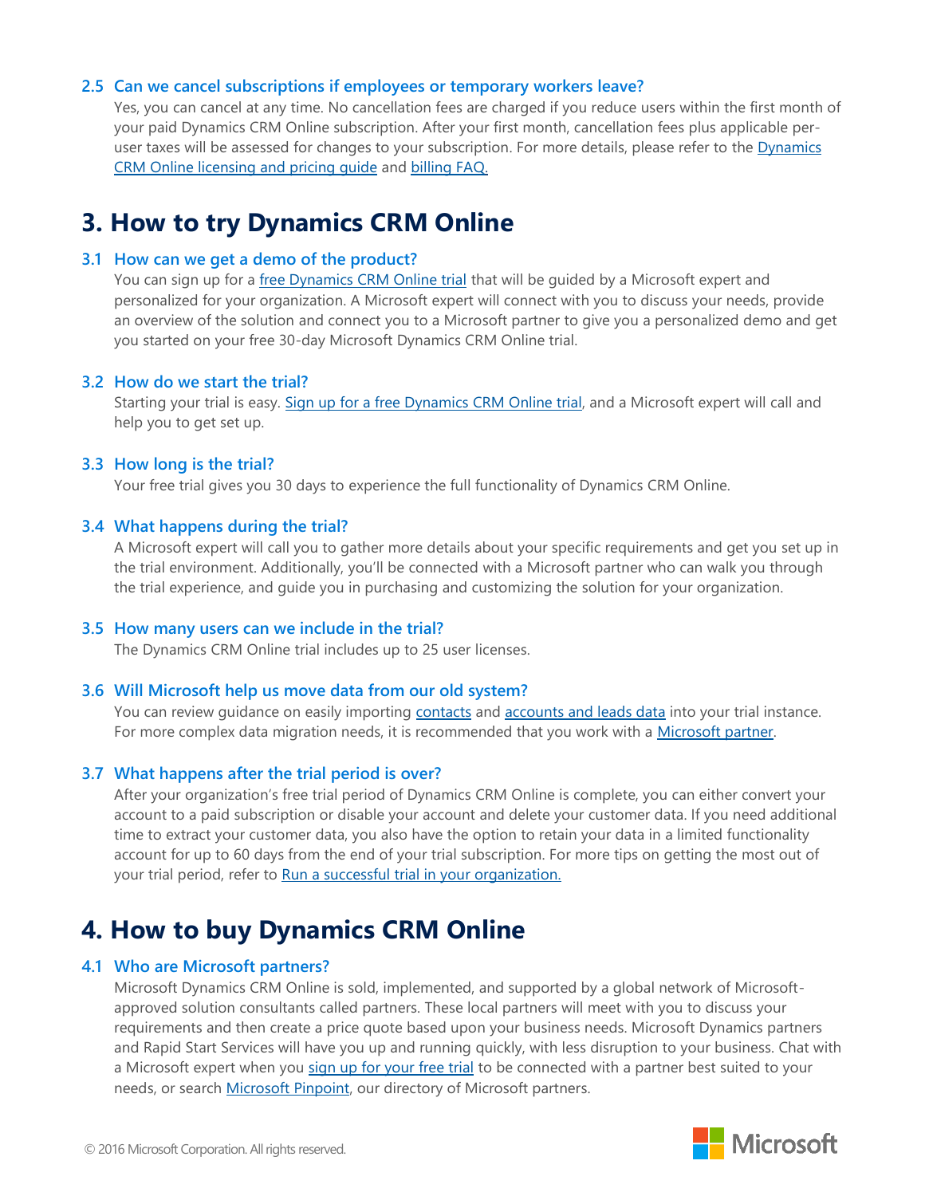### 2.5 Can we cancel subscriptions if employees or temporary workers leave?

Yes, you can cancel at any time. No cancellation fees are charged if you reduce users within the first month of your paid Dynamics CRM Online subscription. After your first month, cancellation fees plus applicable per-user taxes will be assessed for changes to your subscription. For more details, please refer to the Dynamics CRM Online licensing and pricing guide and billing FAQ.

## 3. How to try Dynamics CRM Online

### 3.1 How can we get a demo of the product?

You can sign up for a free Dynamics CRM Online trial that will be guided by a Microsoft expert and personalized for your organization. A Microsoft expert will connect with you to discuss your needs, provide an overview of the solution and connect you to a Microsoft partner to give you a personalized demo and get you started on your free 30-day Microsoft Dynamics CRM Online trial.

### 3.2 How do we start the trial?

Starting your trial is easy. Sign up for a free Dynamics CRM Online trial, and a Microsoft expert will call and help you to get set up.

### 3.3 How long is the trial?

Your free trial gives you 30 days to experience the full functionality of Dynamics CRM Online.

### 3.4 What happens during the trial?

A Microsoft expert will call you to gather more details about your specific requirements and get you set up in the trial environment. Additionally, you'll be connected with a Microsoft partner who can walk you through the trial experience, and guide you in purchasing and customizing the solution for your organization.

### 3.5 How many users can we include in the trial?

The Dynamics CRM Online trial includes up to 25 user licenses.

### 3.6 Will Microsoft help us move data from our old system?

You can review guidance on easily importing contacts and accounts and leads data into your trial instance. For more complex data migration needs, it is recommended that you work with a Microsoft partner.

### 3.7 What happens after the trial period is over?

After your organization's free trial period of Dynamics CRM Online is complete, you can either convert your account to a paid subscription or disable your account and delete your customer data. If you need additional time to extract your customer data, you also have the option to retain your data in a limited functionality account for up to 60 days from the end of your trial subscription. For more tips on getting the most out of your trial period, refer to Run a successful trial in your organization.

## 4. How to buy Dynamics CRM Online

### 4.1 Who are Microsoft partners?

Microsoft Dynamics CRM Online is sold, implemented, and supported by a global network of Microsoft-approved solution consultants called partners. These local partners will meet with you to discuss your requirements and then create a price quote based upon your business needs. Microsoft Dynamics partners and Rapid Start Services will have you up and running quickly, with less disruption to your business. Chat with a Microsoft expert when you sign up for your free trial to be connected with a partner best suited to your needs, or search Microsoft Pinpoint, our directory of Microsoft partners.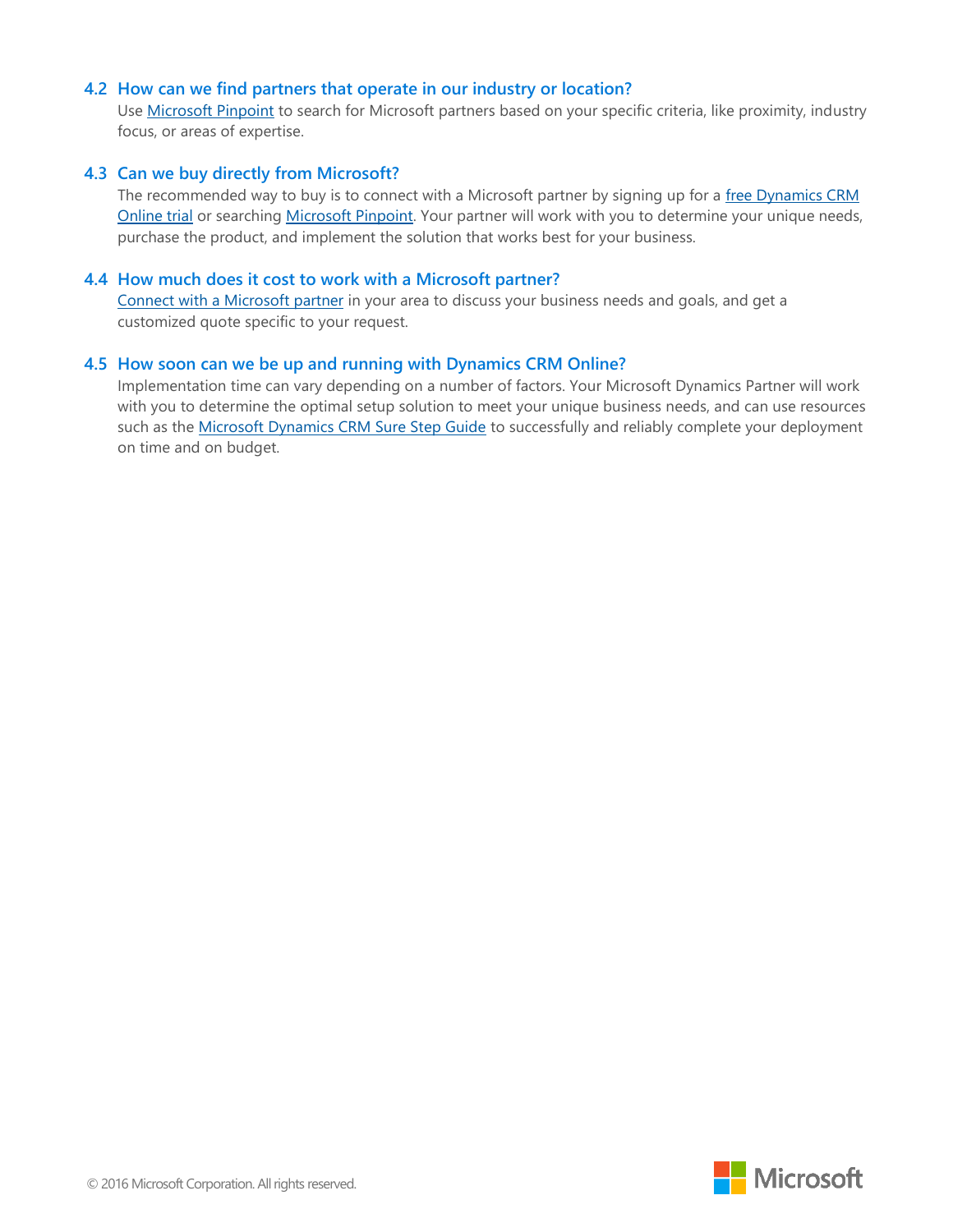### 4.2 How can we find partners that operate in our industry or location?

Use Microsoft Pinpoint to search for Microsoft partners based on your specific criteria, like proximity, industry focus, or areas of expertise.

### 4.3 Can we buy directly from Microsoft?

The recommended way to buy is to connect with a Microsoft partner by signing up for a free Dynamics CRM Online trial or searching Microsoft Pinpoint. Your partner will work with you to determine your unique needs, purchase the product, and implement the solution that works best for your business.

### 4.4 How much does it cost to work with a Microsoft partner?

Connect with a Microsoft partner in your area to discuss your business needs and goals, and get a customized quote specific to your request.

### 4.5 How soon can we be up and running with Dynamics CRM Online?

Implementation time can vary depending on a number of factors. Your Microsoft Dynamics Partner will work with you to determine the optimal setup solution to meet your unique business needs, and can use resources such as the Microsoft Dynamics CRM Sure Step Guide to successfully and reliably complete your deployment on time and on budget.

© 2016 Microsoft Corporation. All rights reserved.